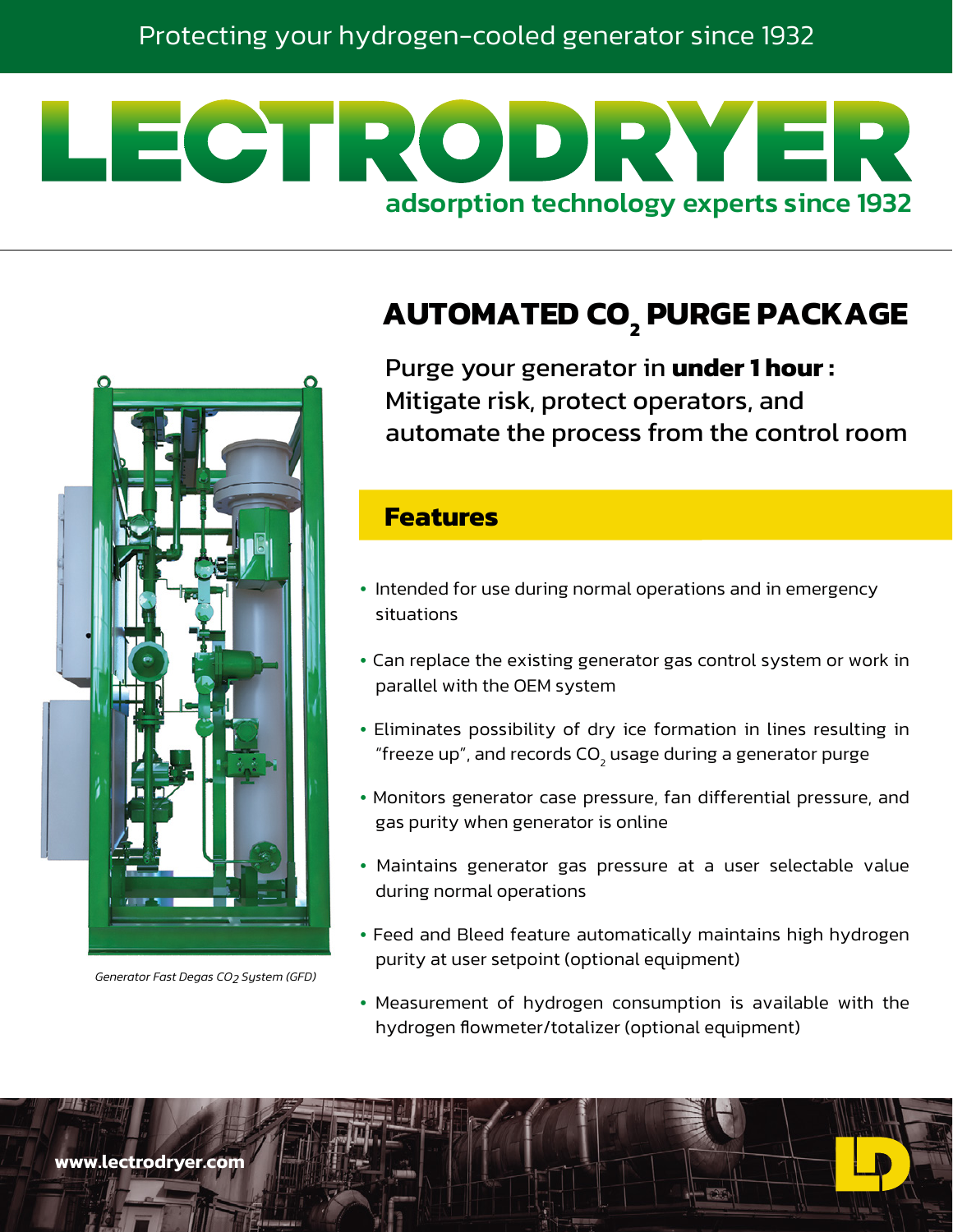Protecting your hydrogen-cooled generator since 1932

# LECTRODRYER

adsorption technology experts since 1932

## AUTOMATED $CO_2$ PURGE PACKAGE

Purge your generator in **under 1 hour :** Mitigate risk, protect operators, and automate the process from the control room

*Generator Fast Degas $CO_2$ System (GFD)*

### Features

- Intended for use during normal operations and in emergency situations
- Can replace the existing generator gas control system or work in parallel with the OEM system
- Eliminates possibility of dry ice formation in lines resulting in "freeze up", and records $CO_2$ usage during a generator purge
- Monitors generator case pressure, fan differential pressure, and gas purity when generator is online
- Maintains generator gas pressure at a user selectable value during normal operations
- Feed and Bleed feature automatically maintains high hydrogen purity at user setpoint (optional equipment)
- Measurement of hydrogen consumption is available with the hydrogen flowmeter/totalizer (optional equipment)

www.lectrodryer.com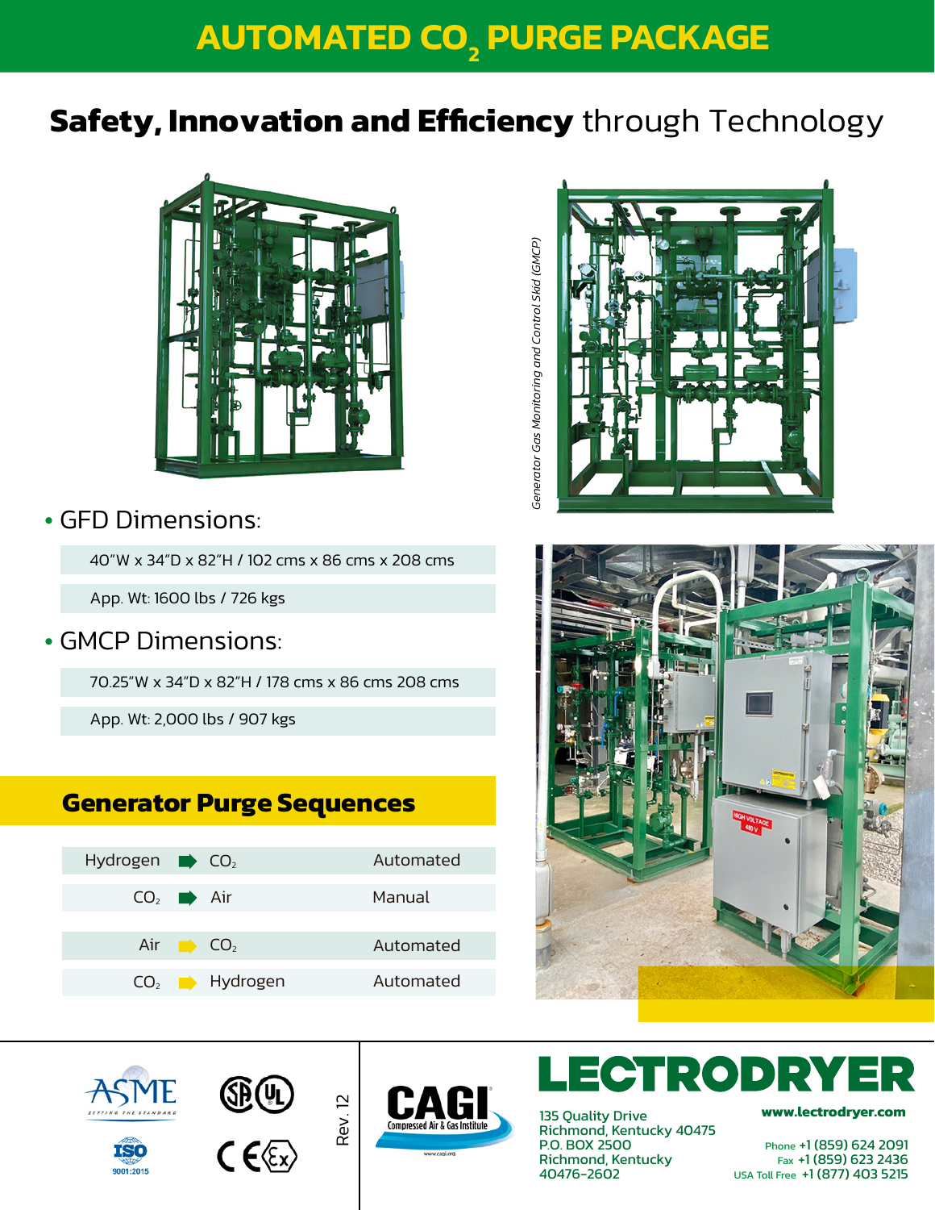# AUTOMATED $CO_2$ PURGE PACKAGE

## **Safety, Innovation and Efficiency** through Technology

*Generator Gas Monitoring and Control Skid (GMCP)*

- GFD Dimensions:

| |
|---|
| 40"W x 34"D x 82"H / 102 cms x 86 cms x 208 cms |
| App. Wt: 1600 lbs / 726 kgs |

- GMCP Dimensions:

| |
|---|
| 70.25"W x 34"D x 82"H / 178 cms x 86 cms 208 cms |
| App. Wt: 2,000 lbs / 907 kgs |

## Generator Purge Sequences

| | | |
|---|---|---|
| Hydrogen | → $CO_2$ | Automated |
| $CO_2$ | → Air | Manual |
| Air | → $CO_2$ | Automated |
| $CO_2$ | → Hydrogen | Automated |

Rev. 12

**LECTRODRYER**

135 Quality Drive
Richmond, Kentucky 40475
P.O. BOX 2500
Richmond, Kentucky
40476-2602

www.lectrodryer.com

Phone +1 (859) 624 2091
Fax +1 (859) 623 2436
USA Toll Free +1 (877) 403 5215